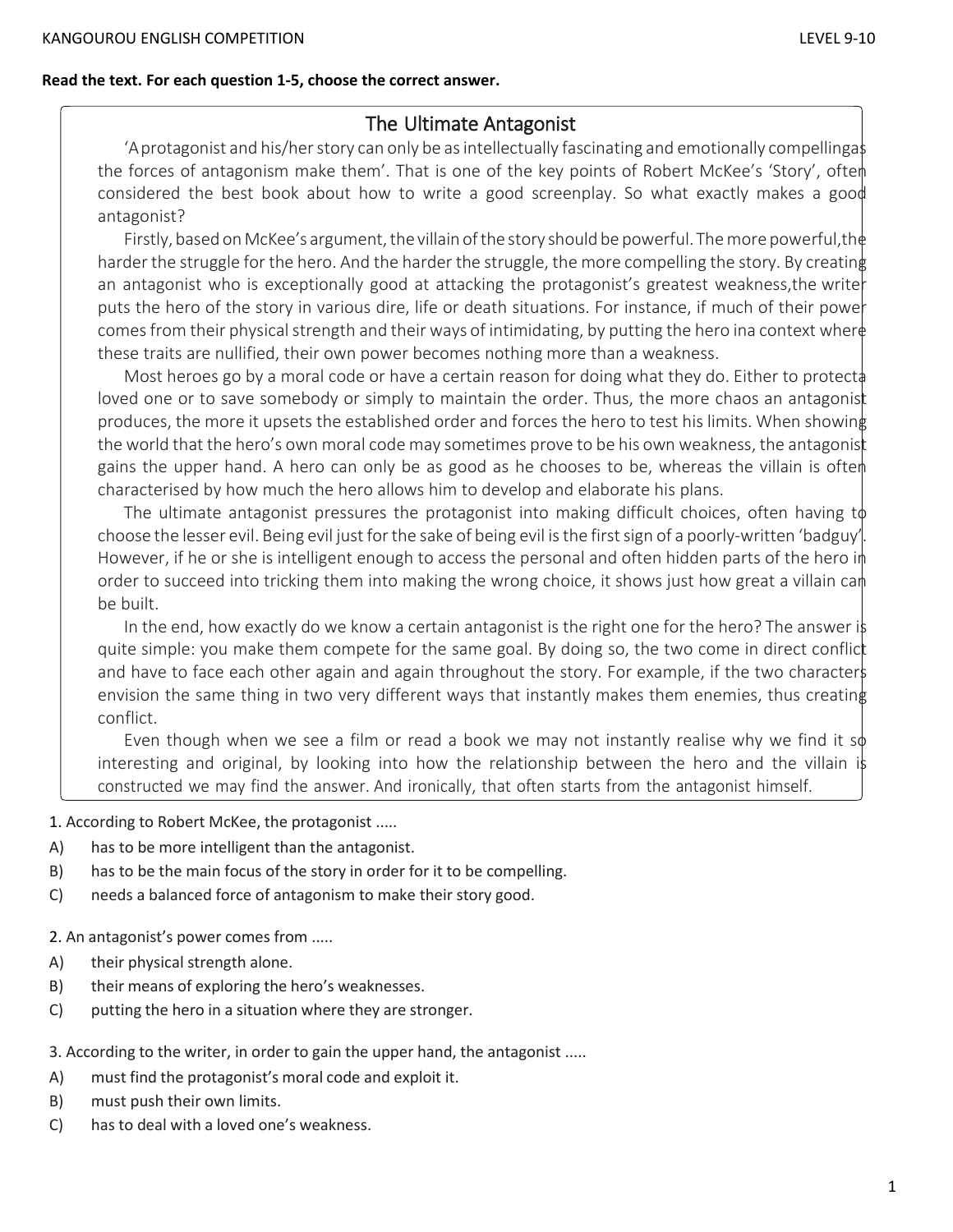**Read the text. For each question 1-5, choose the correct answer.**

## The Ultimate Antagonist

'A protagonist and his/her story can only be as intellectually fascinating and emotionally compelling as the forces of antagonism make them'. That is one of the key points of Robert McKee's 'Story', often considered the best book about how to write a good screenplay. So what exactly makes a good antagonist?

Firstly, based on McKee's argument, the villain of the story should be powerful. The more powerful, the harder the struggle for the hero. And the harder the struggle, the more compelling the story. By creating an antagonist who is exceptionally good at attacking the protagonist's greatest weakness, the writer puts the hero of the story in various dire, life or death situations. For instance, if much of their power comes from their physical strength and their ways of intimidating, by putting the hero in a context where these traits are nullified, their own power becomes nothing more than a weakness.

Most heroes go by a moral code or have a certain reason for doing what they do. Either to protect a loved one or to save somebody or simply to maintain the order. Thus, the more chaos an antagonist produces, the more it upsets the established order and forces the hero to test his limits. When showing the world that the hero's own moral code may sometimes prove to be his own weakness, the antagonist gains the upper hand. A hero can only be as good as he chooses to be, whereas the villain is often characterised by how much the hero allows him to develop and elaborate his plans.

The ultimate antagonist pressures the protagonist into making difficult choices, often having to choose the lesser evil. Being evil just for the sake of being evil is the first sign of a poorly-written 'bad guy'. However, if he or she is intelligent enough to access the personal and often hidden parts of the hero in order to succeed into tricking them into making the wrong choice, it shows just how great a villain can be built.

In the end, how exactly do we know a certain antagonist is the right one for the hero? The answer is quite simple: you make them compete for the same goal. By doing so, the two come in direct conflict and have to face each other again and again throughout the story. For example, if the two characters envision the same thing in two very different ways that instantly makes them enemies, thus creating conflict.

Even though when we see a film or read a book we may not instantly realise why we find it so interesting and original, by looking into how the relationship between the hero and the villain is constructed we may find the answer. And ironically, that often starts from the antagonist himself.

1. According to Robert McKee, the protagonist .....

A) has to be more intelligent than the antagonist.
B) has to be the main focus of the story in order for it to be compelling.
C) needs a balanced force of antagonism to make their story good.

2. An antagonist's power comes from .....

A) their physical strength alone.
B) their means of exploring the hero's weaknesses.
C) putting the hero in a situation where they are stronger.

3. According to the writer, in order to gain the upper hand, the antagonist .....

A) must find the protagonist's moral code and exploit it.
B) must push their own limits.
C) has to deal with a loved one's weakness.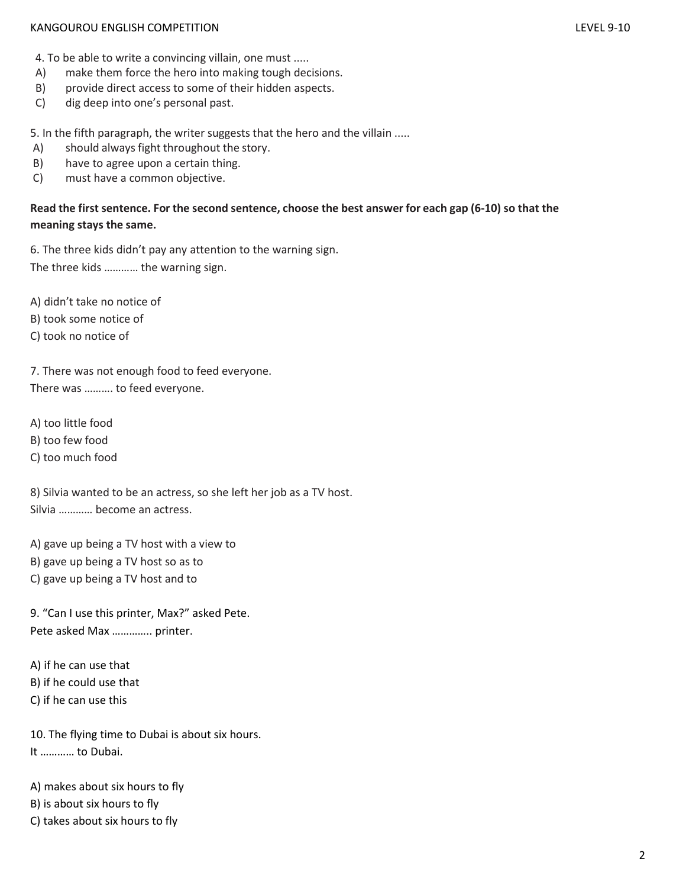4. To be able to write a convincing villain, one must .....

A) make them force the hero into making tough decisions.
B) provide direct access to some of their hidden aspects.
C) dig deep into one's personal past.

5. In the fifth paragraph, the writer suggests that the hero and the villain .....

A) should always fight throughout the story.
B) have to agree upon a certain thing.
C) must have a common objective.

**Read the first sentence. For the second sentence, choose the best answer for each gap (6-10) so that the meaning stays the same.**

6. The three kids didn't pay any attention to the warning sign.
The three kids ………… the warning sign.

A) didn't take no notice of
B) took some notice of
C) took no notice of

7. There was not enough food to feed everyone.
There was ………. to feed everyone.

A) too little food
B) too few food
C) too much food

8) Silvia wanted to be an actress, so she left her job as a TV host.
Silvia ………… become an actress.

A) gave up being a TV host with a view to
B) gave up being a TV host so as to
C) gave up being a TV host and to

9. "Can I use this printer, Max?" asked Pete.
Pete asked Max ………….. printer.

A) if he can use that
B) if he could use that
C) if he can use this

10. The flying time to Dubai is about six hours.
It ………… to Dubai.

A) makes about six hours to fly
B) is about six hours to fly
C) takes about six hours to fly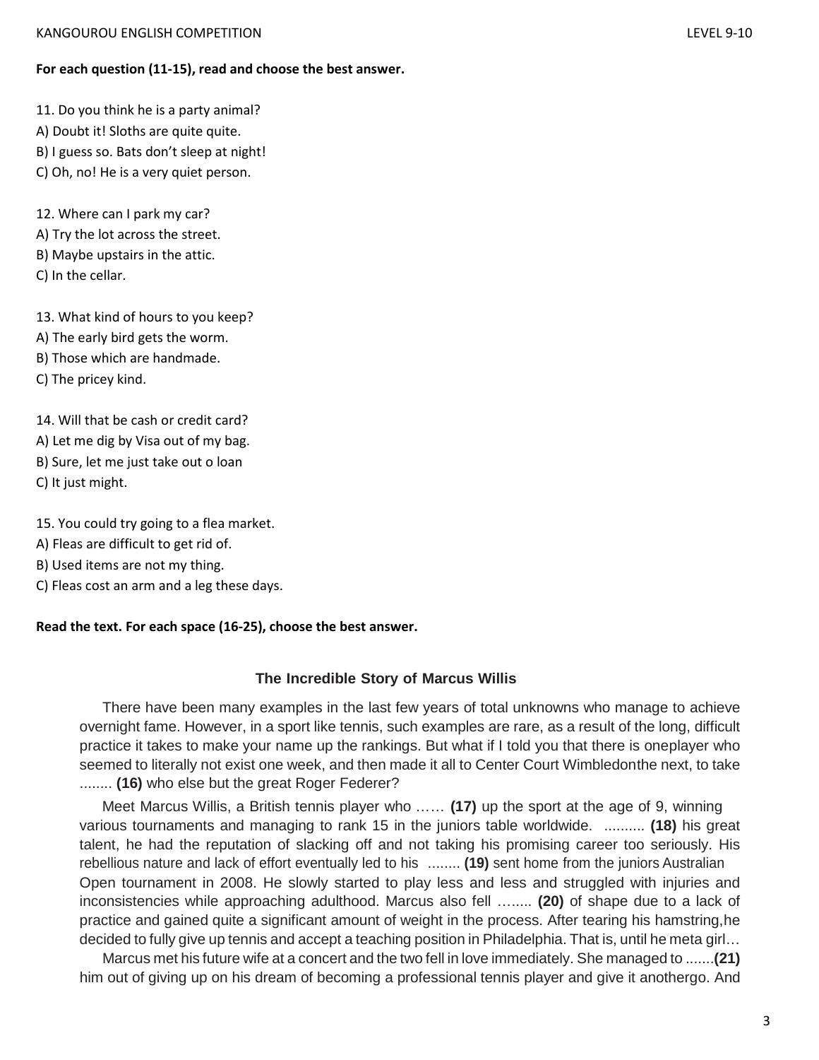**For each question (11-15), read and choose the best answer.**

11. Do you think he is a party animal?
A) Doubt it! Sloths are quite quite.
B) I guess so. Bats don't sleep at night!
C) Oh, no! He is a very quiet person.

12. Where can I park my car?
A) Try the lot across the street.
B) Maybe upstairs in the attic.
C) In the cellar.

13. What kind of hours to you keep?
A) The early bird gets the worm.
B) Those which are handmade.
C) The pricey kind.

14. Will that be cash or credit card?
A) Let me dig by Visa out of my bag.
B) Sure, let me just take out o loan
C) It just might.

15. You could try going to a flea market.
A) Fleas are difficult to get rid of.
B) Used items are not my thing.
C) Fleas cost an arm and a leg these days.

**Read the text. For each space (16-25), choose the best answer.**

### The Incredible Story of Marcus Willis

There have been many examples in the last few years of total unknowns who manage to achieve overnight fame. However, in a sport like tennis, such examples are rare, as a result of the long, difficult practice it takes to make your name up the rankings. But what if I told you that there is oneplayer who seemed to literally not exist one week, and then made it all to Center Court Wimbledonthe next, to take ........ **(16)** who else but the great Roger Federer?

Meet Marcus Willis, a British tennis player who …… **(17)** up the sport at the age of 9, winning various tournaments and managing to rank 15 in the juniors table worldwide. .......... **(18)** his great talent, he had the reputation of slacking off and not taking his promising career too seriously. His rebellious nature and lack of effort eventually led to his ........ **(19)** sent home from the juniors Australian Open tournament in 2008. He slowly started to play less and less and struggled with injuries and inconsistencies while approaching adulthood. Marcus also fell …..... **(20)** of shape due to a lack of practice and gained quite a significant amount of weight in the process. After tearing his hamstring,he decided to fully give up tennis and accept a teaching position in Philadelphia. That is, until he meta girl…

Marcus met his future wife at a concert and the two fell in love immediately. She managed to .......**(21)** him out of giving up on his dream of becoming a professional tennis player and give it anothergo. And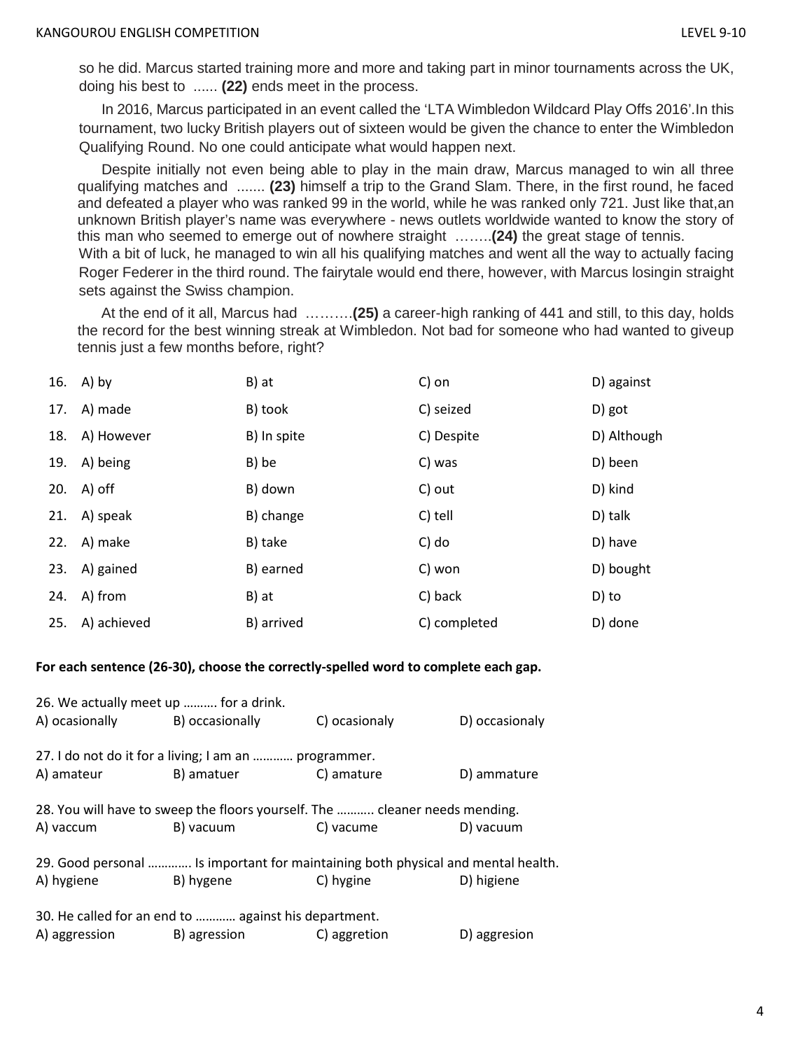so he did. Marcus started training more and more and taking part in minor tournaments across the UK, doing his best to ...... **(22)** ends meet in the process.

In 2016, Marcus participated in an event called the 'LTA Wimbledon Wildcard Play Offs 2016'.In this tournament, two lucky British players out of sixteen would be given the chance to enter the Wimbledon Qualifying Round. No one could anticipate what would happen next.

Despite initially not even being able to play in the main draw, Marcus managed to win all three qualifying matches and ....... **(23)** himself a trip to the Grand Slam. There, in the first round, he faced and defeated a player who was ranked 99 in the world, while he was ranked only 721. Just like that,an unknown British player's name was everywhere - news outlets worldwide wanted to know the story of this man who seemed to emerge out of nowhere straight ……..**(24)** the great stage of tennis.
With a bit of luck, he managed to win all his qualifying matches and went all the way to actually facing Roger Federer in the third round. The fairytale would end there, however, with Marcus losingin straight sets against the Swiss champion.

At the end of it all, Marcus had ……….**(25)** a career-high ranking of 441 and still, to this day, holds the record for the best winning streak at Wimbledon. Not bad for someone who had wanted to giveup tennis just a few months before, right?

| | | | | |
|---|---|---|---|---|
| 16. | A) by | B) at | C) on | D) against |
| 17. | A) made | B) took | C) seized | D) got |
| 18. | A) However | B) In spite | C) Despite | D) Although |
| 19. | A) being | B) be | C) was | D) been |
| 20. | A) off | B) down | C) out | D) kind |
| 21. | A) speak | B) change | C) tell | D) talk |
| 22. | A) make | B) take | C) do | D) have |
| 23. | A) gained | B) earned | C) won | D) bought |
| 24. | A) from | B) at | C) back | D) to |
| 25. | A) achieved | B) arrived | C) completed | D) done |

**For each sentence (26-30), choose the correctly-spelled word to complete each gap.**

26. We actually meet up ………. for a drink.
A) ocasionally B) occasionally C) ocasionaly D) occasionaly

27. I do not do it for a living; I am an ………… programmer.
A) amateur B) amatuer C) amature D) ammature

28. You will have to sweep the floors yourself. The ……….. cleaner needs mending.
A) vaccum B) vacuum C) vacume D) vacuum

29. Good personal …………. Is important for maintaining both physical and mental health.
A) hygiene B) hygene C) hygine D) higiene

30. He called for an end to ………… against his department.
A) aggression B) agression C) aggretion D) aggresion